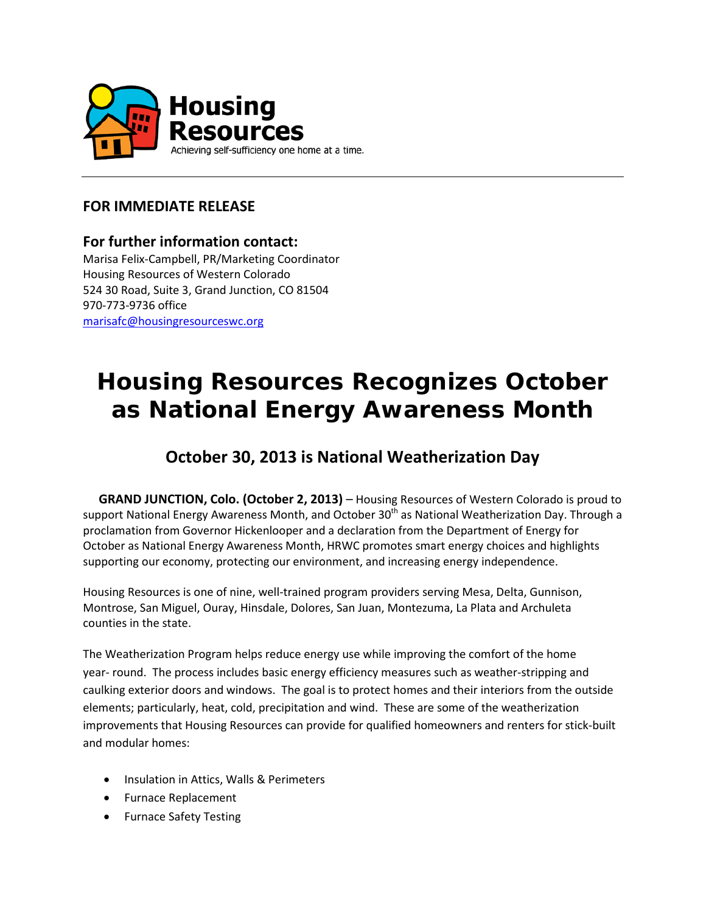Housing Resources

Achieving self-sufficiency one home at a time.

---

**FOR IMMEDIATE RELEASE**

**For further information contact:**
Marisa Felix-Campbell, PR/Marketing Coordinator
Housing Resources of Western Colorado
524 30 Road, Suite 3, Grand Junction, CO 81504
970-773-9736 office
marisafc@housingresourceswc.org

# Housing Resources Recognizes October as National Energy Awareness Month

## October 30, 2013 is National Weatherization Day

**GRAND JUNCTION, Colo. (October 2, 2013)** – Housing Resources of Western Colorado is proud to support National Energy Awareness Month, and October 30th as National Weatherization Day. Through a proclamation from Governor Hickenlooper and a declaration from the Department of Energy for October as National Energy Awareness Month, HRWC promotes smart energy choices and highlights supporting our economy, protecting our environment, and increasing energy independence.

Housing Resources is one of nine, well-trained program providers serving Mesa, Delta, Gunnison, Montrose, San Miguel, Ouray, Hinsdale, Dolores, San Juan, Montezuma, La Plata and Archuleta counties in the state.

The Weatherization Program helps reduce energy use while improving the comfort of the home year- round. The process includes basic energy efficiency measures such as weather-stripping and caulking exterior doors and windows. The goal is to protect homes and their interiors from the outside elements; particularly, heat, cold, precipitation and wind. These are some of the weatherization improvements that Housing Resources can provide for qualified homeowners and renters for stick-built and modular homes:

- Insulation in Attics, Walls & Perimeters
- Furnace Replacement
- Furnace Safety Testing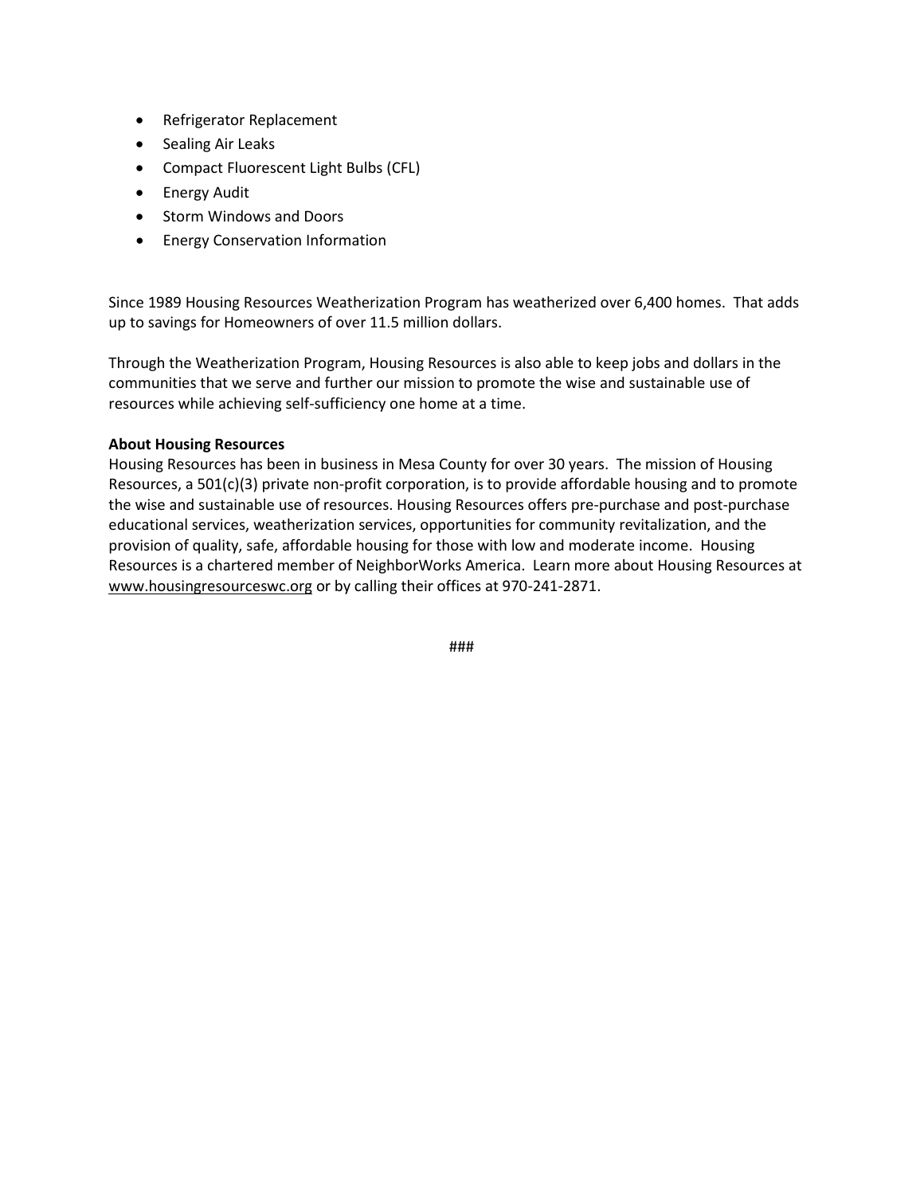- Refrigerator Replacement
- Sealing Air Leaks
- Compact Fluorescent Light Bulbs (CFL)
- Energy Audit
- Storm Windows and Doors
- Energy Conservation Information

Since 1989 Housing Resources Weatherization Program has weatherized over 6,400 homes. That adds up to savings for Homeowners of over 11.5 million dollars.

Through the Weatherization Program, Housing Resources is also able to keep jobs and dollars in the communities that we serve and further our mission to promote the wise and sustainable use of resources while achieving self-sufficiency one home at a time.

**About Housing Resources**

Housing Resources has been in business in Mesa County for over 30 years. The mission of Housing Resources, a 501(c)(3) private non-profit corporation, is to provide affordable housing and to promote the wise and sustainable use of resources. Housing Resources offers pre-purchase and post-purchase educational services, weatherization services, opportunities for community revitalization, and the provision of quality, safe, affordable housing for those with low and moderate income. Housing Resources is a chartered member of NeighborWorks America. Learn more about Housing Resources at www.housingresourceswc.org or by calling their offices at 970-241-2871.

###